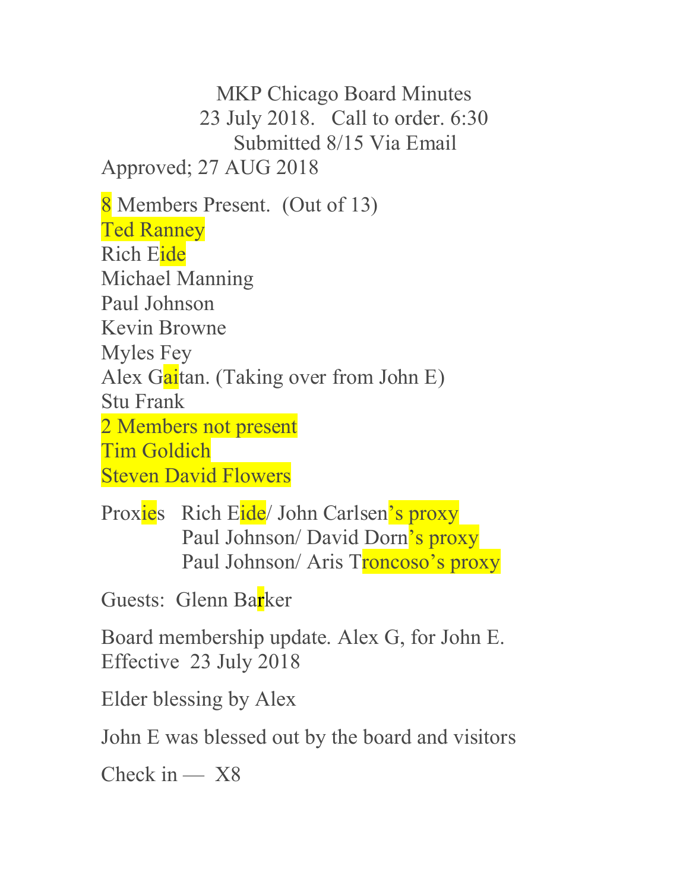MKP Chicago Board Minutes
23 July 2018. Call to order. 6:30
Submitted 8/15 Via Email
Approved; 27 AUG 2018

8 Members Present. (Out of 13)
Ted Ranney
Rich Eide
Michael Manning
Paul Johnson
Kevin Browne
Myles Fey
Alex Gaitan. (Taking over from John E)
Stu Frank
2 Members not present
Tim Goldich
Steven David Flowers

Proxies Rich Eide/ John Carlsen's proxy
Paul Johnson/ David Dorn's proxy
Paul Johnson/ Aris Troncoso's proxy

Guests: Glenn Barker

Board membership update. Alex G, for John E.
Effective 23 July 2018

Elder blessing by Alex

John E was blessed out by the board and visitors

Check in — X8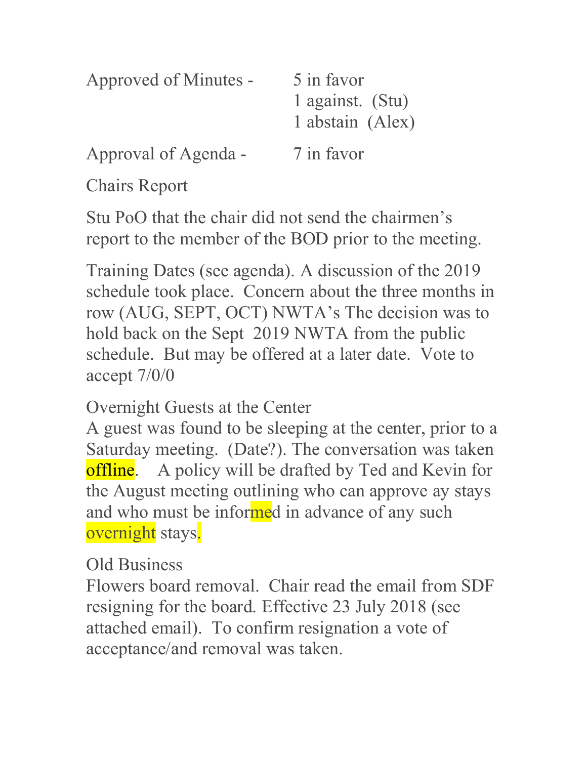Approved of Minutes - 5 in favor
1 against. (Stu)
1 abstain (Alex)

Approval of Agenda - 7 in favor

Chairs Report

Stu PoO that the chair did not send the chairmen's report to the member of the BOD prior to the meeting.

Training Dates (see agenda). A discussion of the 2019 schedule took place. Concern about the three months in row (AUG, SEPT, OCT) NWTA's The decision was to hold back on the Sept 2019 NWTA from the public schedule. But may be offered at a later date. Vote to accept 7/0/0

Overnight Guests at the Center
A guest was found to be sleeping at the center, prior to a Saturday meeting. (Date?). The conversation was taken offline. A policy will be drafted by Ted and Kevin for the August meeting outlining who can approve ay stays and who must be informed in advance of any such overnight stays.

Old Business
Flowers board removal. Chair read the email from SDF resigning for the board. Effective 23 July 2018 (see attached email). To confirm resignation a vote of acceptance/and removal was taken.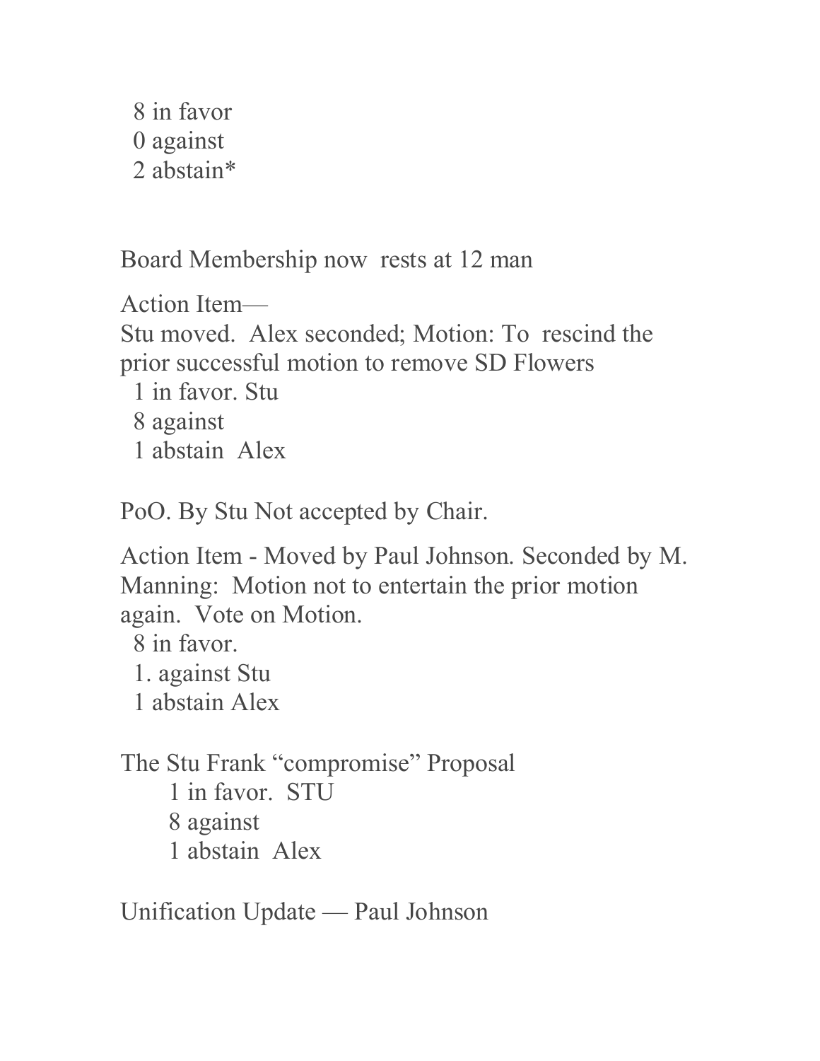8 in favor  
0 against  
2 abstain*

Board Membership now rests at 12 man

Action Item—  
Stu moved. Alex seconded; Motion: To rescind the prior successful motion to remove SD Flowers  
1 in favor. Stu  
8 against  
1 abstain Alex

PoO. By Stu Not accepted by Chair.

Action Item - Moved by Paul Johnson. Seconded by M. Manning: Motion not to entertain the prior motion again. Vote on Motion.  
8 in favor.  
1. against Stu  
1 abstain Alex

The Stu Frank "compromise" Proposal  
1 in favor. STU  
8 against  
1 abstain Alex

Unification Update — Paul Johnson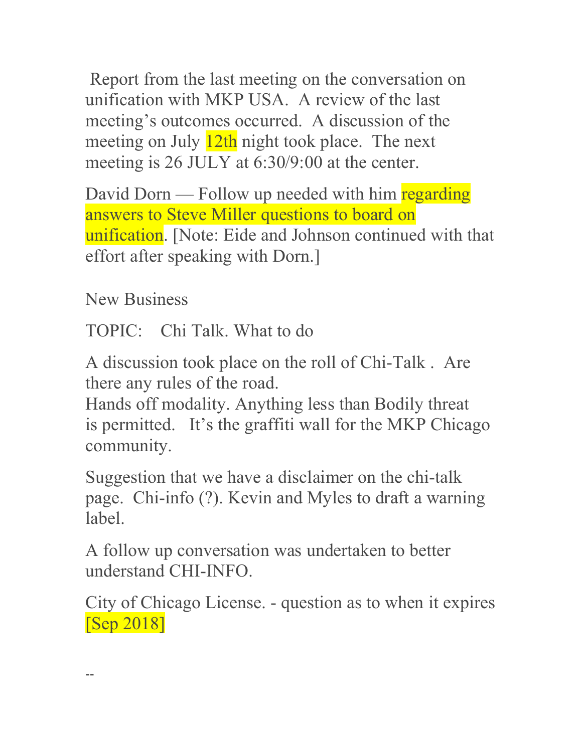Report from the last meeting on the conversation on unification with MKP USA. A review of the last meeting's outcomes occurred. A discussion of the meeting on July 12th night took place. The next meeting is 26 JULY at 6:30/9:00 at the center.

David Dorn — Follow up needed with him regarding answers to Steve Miller questions to board on unification. [Note: Eide and Johnson continued with that effort after speaking with Dorn.]

New Business

TOPIC: Chi Talk. What to do

A discussion took place on the roll of Chi-Talk . Are there any rules of the road.
Hands off modality. Anything less than Bodily threat is permitted. It's the graffiti wall for the MKP Chicago community.

Suggestion that we have a disclaimer on the chi-talk page. Chi-info (?). Kevin and Myles to draft a warning label.

A follow up conversation was undertaken to better understand CHI-INFO.

City of Chicago License. - question as to when it expires [Sep 2018]

--